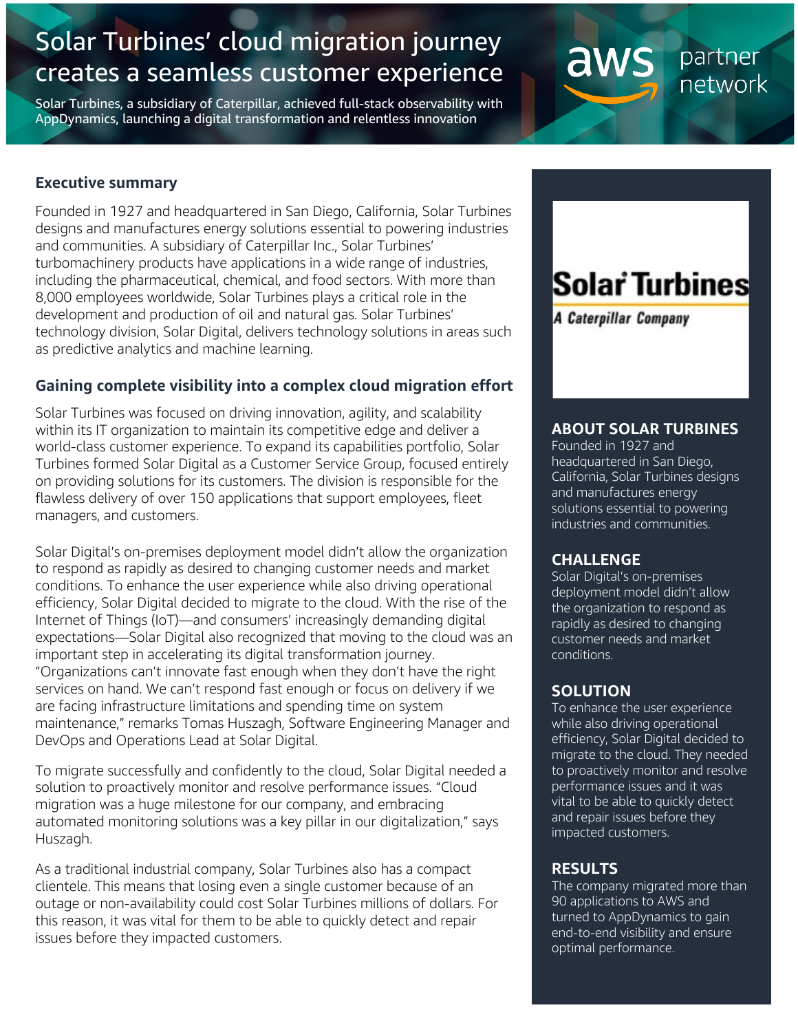# Solar Turbines' cloud migration journey creates a seamless customer experience

Solar Turbines, a subsidiary of Caterpillar, achieved full-stack observability with AppDynamics, launching a digital transformation and relentless innovation

## Executive summary

Founded in 1927 and headquartered in San Diego, California, Solar Turbines designs and manufactures energy solutions essential to powering industries and communities. A subsidiary of Caterpillar Inc., Solar Turbines' turbomachinery products have applications in a wide range of industries, including the pharmaceutical, chemical, and food sectors. With more than 8,000 employees worldwide, Solar Turbines plays a critical role in the development and production of oil and natural gas. Solar Turbines' technology division, Solar Digital, delivers technology solutions in areas such as predictive analytics and machine learning.

## Gaining complete visibility into a complex cloud migration effort

Solar Turbines was focused on driving innovation, agility, and scalability within its IT organization to maintain its competitive edge and deliver a world-class customer experience. To expand its capabilities portfolio, Solar Turbines formed Solar Digital as a Customer Service Group, focused entirely on providing solutions for its customers. The division is responsible for the flawless delivery of over 150 applications that support employees, fleet managers, and customers.

Solar Digital's on-premises deployment model didn't allow the organization to respond as rapidly as desired to changing customer needs and market conditions. To enhance the user experience while also driving operational efficiency, Solar Digital decided to migrate to the cloud. With the rise of the Internet of Things (IoT)—and consumers' increasingly demanding digital expectations—Solar Digital also recognized that moving to the cloud was an important step in accelerating its digital transformation journey. "Organizations can't innovate fast enough when they don't have the right services on hand. We can't respond fast enough or focus on delivery if we are facing infrastructure limitations and spending time on system maintenance," remarks Tomas Huszagh, Software Engineering Manager and DevOps and Operations Lead at Solar Digital.

To migrate successfully and confidently to the cloud, Solar Digital needed a solution to proactively monitor and resolve performance issues. "Cloud migration was a huge milestone for our company, and embracing automated monitoring solutions was a key pillar in our digitalization," says Huszagh.

As a traditional industrial company, Solar Turbines also has a compact clientele. This means that losing even a single customer because of an outage or non-availability could cost Solar Turbines millions of dollars. For this reason, it was vital for them to be able to quickly detect and repair issues before they impacted customers.

**Solar Turbines**
*A Caterpillar Company*

### ABOUT SOLAR TURBINES

Founded in 1927 and headquartered in San Diego, California, Solar Turbines designs and manufactures energy solutions essential to powering industries and communities.

### CHALLENGE

Solar Digital's on-premises deployment model didn't allow the organization to respond as rapidly as desired to changing customer needs and market conditions.

### SOLUTION

To enhance the user experience while also driving operational efficiency, Solar Digital decided to migrate to the cloud. They needed to proactively monitor and resolve performance issues and it was vital to be able to quickly detect and repair issues before they impacted customers.

### RESULTS

The company migrated more than 90 applications to AWS and turned to AppDynamics to gain end-to-end visibility and ensure optimal performance.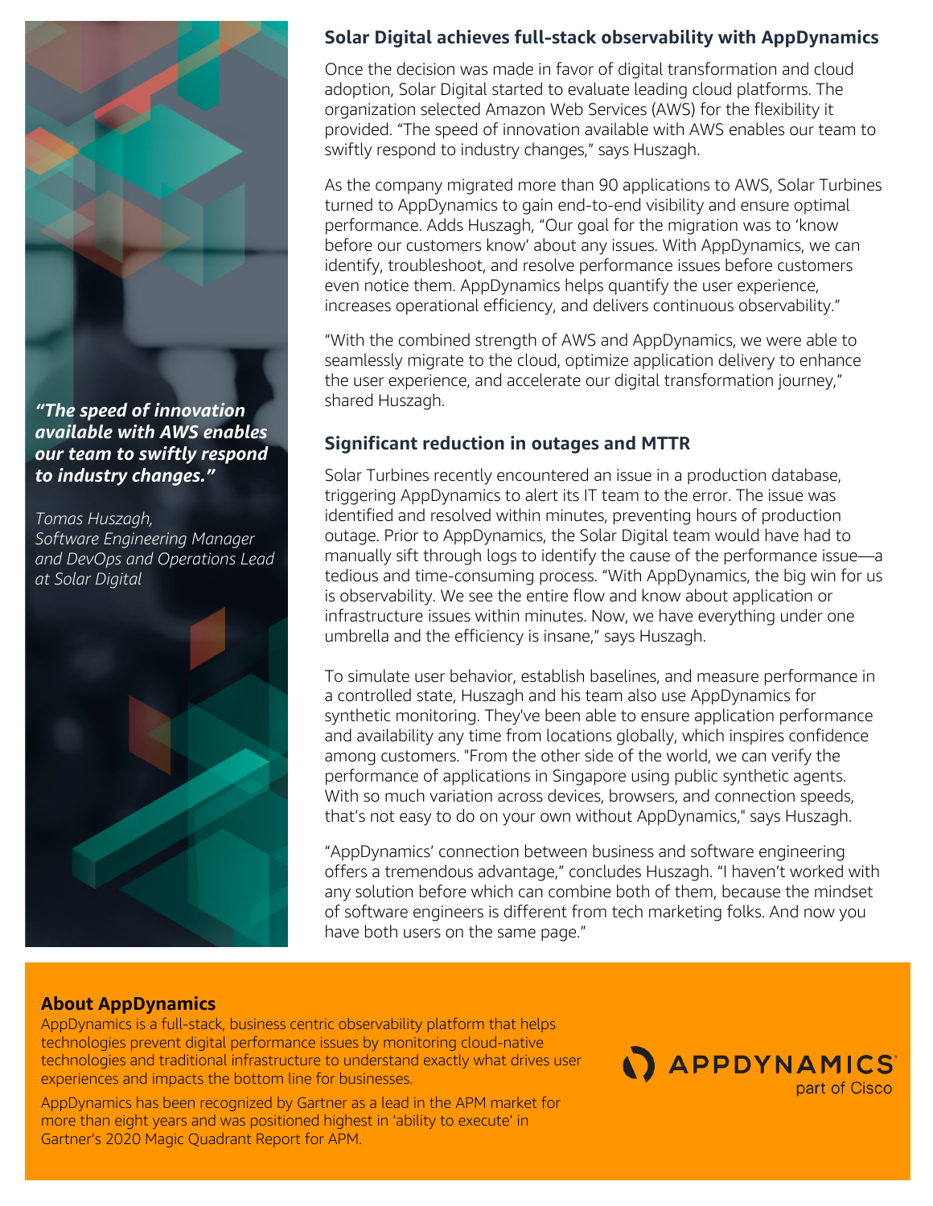> ***"The speed of innovation available with AWS enables our team to swiftly respond to industry changes."***
>
> *Tomas Huszagh,*
> *Software Engineering Manager and DevOps and Operations Lead at Solar Digital*

## Solar Digital achieves full-stack observability with AppDynamics

Once the decision was made in favor of digital transformation and cloud adoption, Solar Digital started to evaluate leading cloud platforms. The organization selected Amazon Web Services (AWS) for the flexibility it provided. "The speed of innovation available with AWS enables our team to swiftly respond to industry changes," says Huszagh.

As the company migrated more than 90 applications to AWS, Solar Turbines turned to AppDynamics to gain end-to-end visibility and ensure optimal performance. Adds Huszagh, "Our goal for the migration was to 'know before our customers know' about any issues. With AppDynamics, we can identify, troubleshoot, and resolve performance issues before customers even notice them. AppDynamics helps quantify the user experience, increases operational efficiency, and delivers continuous observability."

"With the combined strength of AWS and AppDynamics, we were able to seamlessly migrate to the cloud, optimize application delivery to enhance the user experience, and accelerate our digital transformation journey," shared Huszagh.

## Significant reduction in outages and MTTR

Solar Turbines recently encountered an issue in a production database, triggering AppDynamics to alert its IT team to the error. The issue was identified and resolved within minutes, preventing hours of production outage. Prior to AppDynamics, the Solar Digital team would have had to manually sift through logs to identify the cause of the performance issue—a tedious and time-consuming process. "With AppDynamics, the big win for us is observability. We see the entire flow and know about application or infrastructure issues within minutes. Now, we have everything under one umbrella and the efficiency is insane," says Huszagh.

To simulate user behavior, establish baselines, and measure performance in a controlled state, Huszagh and his team also use AppDynamics for synthetic monitoring. They've been able to ensure application performance and availability any time from locations globally, which inspires confidence among customers. "From the other side of the world, we can verify the performance of applications in Singapore using public synthetic agents. With so much variation across devices, browsers, and connection speeds, that's not easy to do on your own without AppDynamics," says Huszagh.

"AppDynamics' connection between business and software engineering offers a tremendous advantage," concludes Huszagh. "I haven't worked with any solution before which can combine both of them, because the mindset of software engineers is different from tech marketing folks. And now you have both users on the same page."

### About AppDynamics

AppDynamics is a full-stack, business centric observability platform that helps technologies prevent digital performance issues by monitoring cloud-native technologies and traditional infrastructure to understand exactly what drives user experiences and impacts the bottom line for businesses.

AppDynamics has been recognized by Gartner as a lead in the APM market for more than eight years and was positioned highest in 'ability to execute' in Gartner's 2020 Magic Quadrant Report for APM.

APPDYNAMICS
part of Cisco